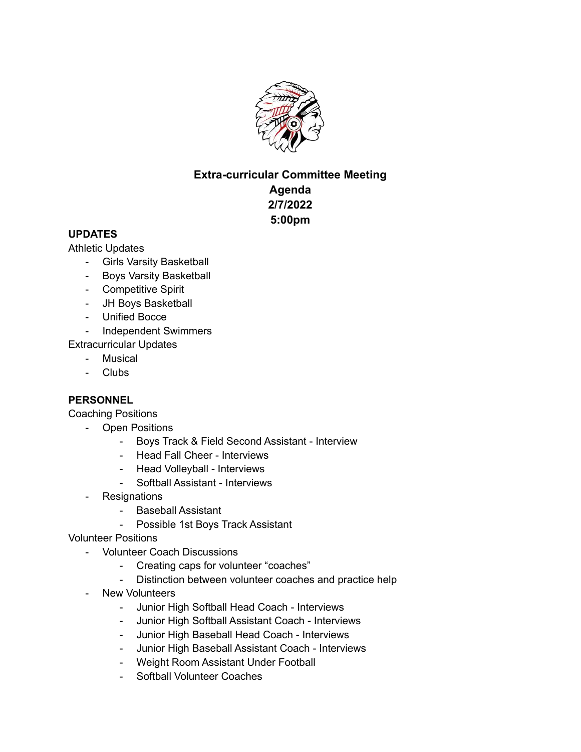# Extra-curricular Committee Meeting
## Agenda
## 2/7/2022
## 5:00pm

**UPDATES**

Athletic Updates

- Girls Varsity Basketball
- Boys Varsity Basketball
- Competitive Spirit
- JH Boys Basketball
- Unified Bocce
- Independent Swimmers

Extracurricular Updates

- Musical
- Clubs

**PERSONNEL**

Coaching Positions

- Open Positions
  - Boys Track & Field Second Assistant - Interview
  - Head Fall Cheer - Interviews
  - Head Volleyball - Interviews
  - Softball Assistant - Interviews
- Resignations
  - Baseball Assistant
  - Possible 1st Boys Track Assistant

Volunteer Positions

- Volunteer Coach Discussions
  - Creating caps for volunteer "coaches"
  - Distinction between volunteer coaches and practice help
- New Volunteers
  - Junior High Softball Head Coach - Interviews
  - Junior High Softball Assistant Coach - Interviews
  - Junior High Baseball Head Coach - Interviews
  - Junior High Baseball Assistant Coach - Interviews
  - Weight Room Assistant Under Football
  - Softball Volunteer Coaches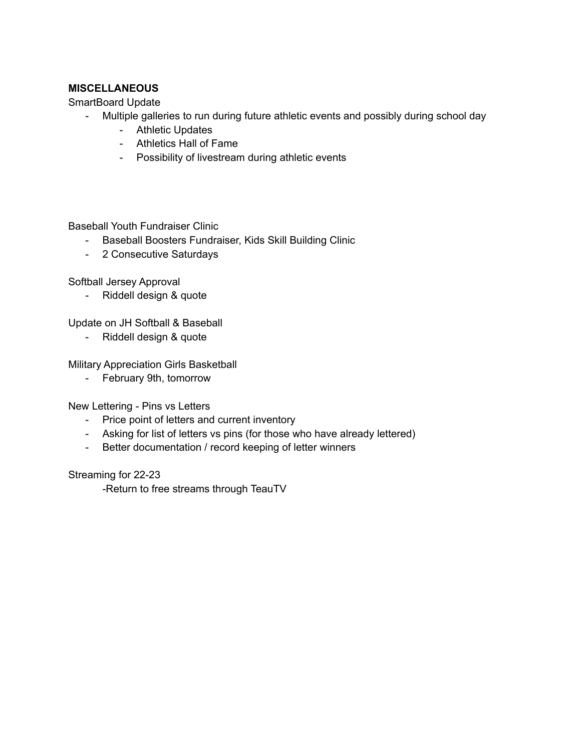**MISCELLANEOUS**

SmartBoard Update

- Multiple galleries to run during future athletic events and possibly during school day
  - Athletic Updates
  - Athletics Hall of Fame
  - Possibility of livestream during athletic events

Baseball Youth Fundraiser Clinic

- Baseball Boosters Fundraiser, Kids Skill Building Clinic
- 2 Consecutive Saturdays

Softball Jersey Approval

- Riddell design & quote

Update on JH Softball & Baseball

- Riddell design & quote

Military Appreciation Girls Basketball

- February 9th, tomorrow

New Lettering - Pins vs Letters

- Price point of letters and current inventory
- Asking for list of letters vs pins (for those who have already lettered)
- Better documentation / record keeping of letter winners

Streaming for 22-23

-Return to free streams through TeauTV